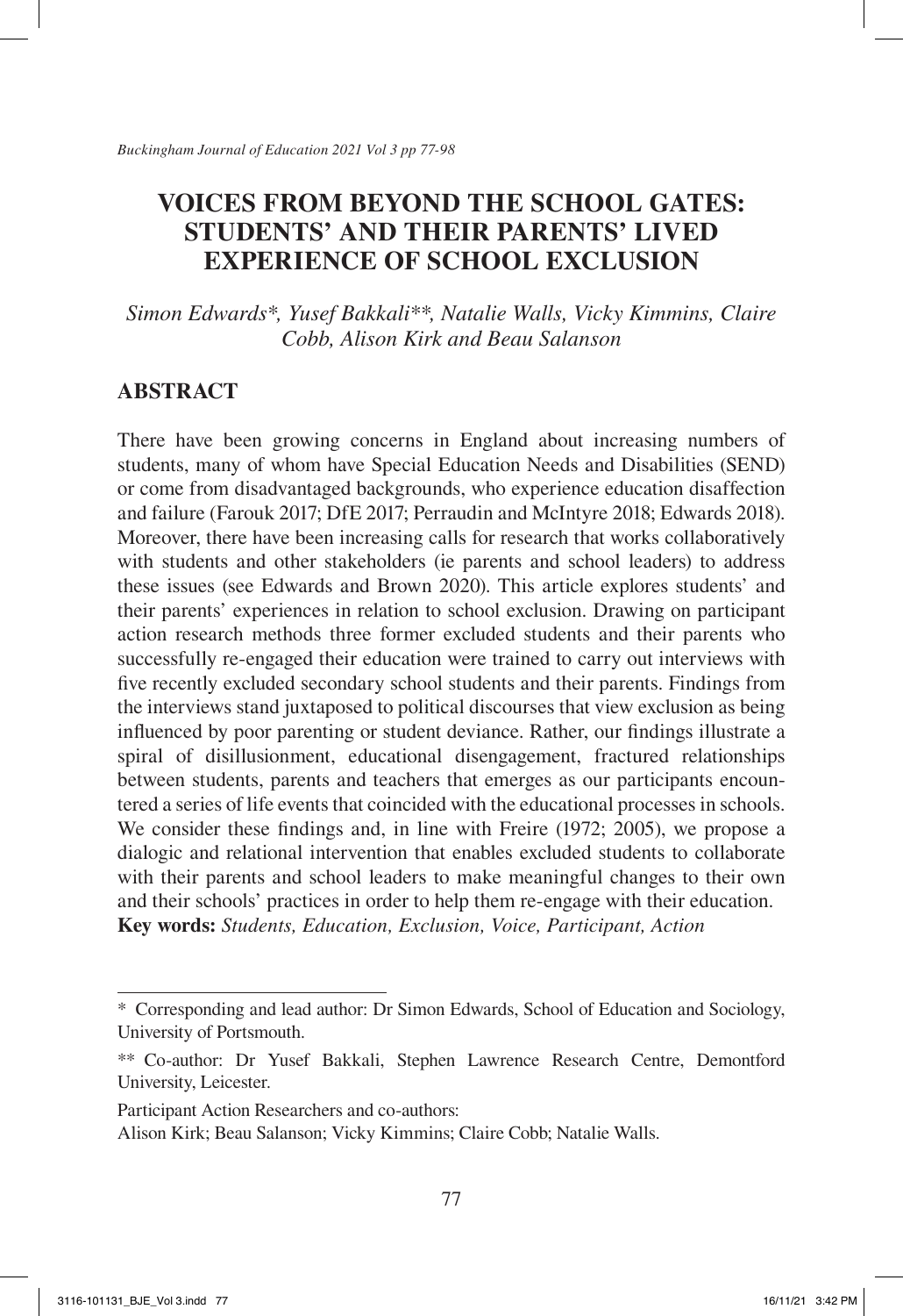# VOICES FROM BEYOND THE SCHOOL GATES: STUDENTS' AND THEIR PARENTS' LIVED EXPERIENCE OF SCHOOL EXCLUSION

*Simon Edwards\*, Yusef Bakkali\*\*, Natalie Walls, Vicky Kimmins, Claire Cobb, Alison Kirk and Beau Salanson*

## ABSTRACT

There have been growing concerns in England about increasing numbers of students, many of whom have Special Education Needs and Disabilities (SEND) or come from disadvantaged backgrounds, who experience education disaffection and failure (Farouk 2017; DfE 2017; Perraudin and McIntyre 2018; Edwards 2018). Moreover, there have been increasing calls for research that works collaboratively with students and other stakeholders (ie parents and school leaders) to address these issues (see Edwards and Brown 2020). This article explores students' and their parents' experiences in relation to school exclusion. Drawing on participant action research methods three former excluded students and their parents who successfully re-engaged their education were trained to carry out interviews with five recently excluded secondary school students and their parents. Findings from the interviews stand juxtaposed to political discourses that view exclusion as being influenced by poor parenting or student deviance. Rather, our findings illustrate a spiral of disillusionment, educational disengagement, fractured relationships between students, parents and teachers that emerges as our participants encountered a series of life events that coincided with the educational processes in schools. We consider these findings and, in line with Freire (1972; 2005), we propose a dialogic and relational intervention that enables excluded students to collaborate with their parents and school leaders to make meaningful changes to their own and their schools' practices in order to help them re-engage with their education.

**Key words:** *Students, Education, Exclusion, Voice, Participant, Action*

---

\* Corresponding and lead author: Dr Simon Edwards, School of Education and Sociology, University of Portsmouth.

\*\* Co-author: Dr Yusef Bakkali, Stephen Lawrence Research Centre, Demontford University, Leicester.

Participant Action Researchers and co-authors:

Alison Kirk; Beau Salanson; Vicky Kimmins; Claire Cobb; Natalie Walls.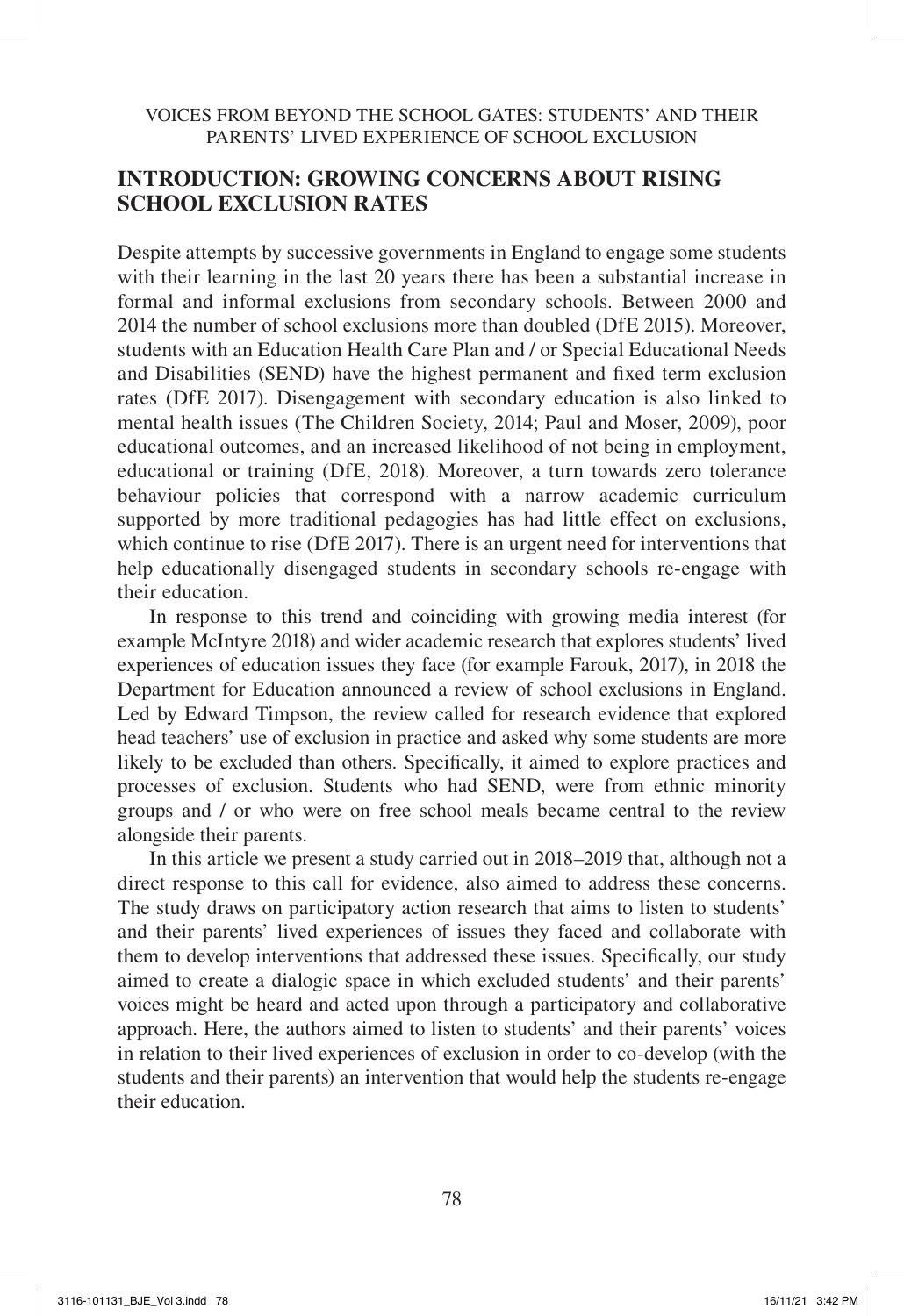## INTRODUCTION: GROWING CONCERNS ABOUT RISING SCHOOL EXCLUSION RATES

Despite attempts by successive governments in England to engage some students with their learning in the last 20 years there has been a substantial increase in formal and informal exclusions from secondary schools. Between 2000 and 2014 the number of school exclusions more than doubled (DfE 2015). Moreover, students with an Education Health Care Plan and / or Special Educational Needs and Disabilities (SEND) have the highest permanent and fixed term exclusion rates (DfE 2017). Disengagement with secondary education is also linked to mental health issues (The Children Society, 2014; Paul and Moser, 2009), poor educational outcomes, and an increased likelihood of not being in employment, educational or training (DfE, 2018). Moreover, a turn towards zero tolerance behaviour policies that correspond with a narrow academic curriculum supported by more traditional pedagogies has had little effect on exclusions, which continue to rise (DfE 2017). There is an urgent need for interventions that help educationally disengaged students in secondary schools re-engage with their education.

In response to this trend and coinciding with growing media interest (for example McIntyre 2018) and wider academic research that explores students' lived experiences of education issues they face (for example Farouk, 2017), in 2018 the Department for Education announced a review of school exclusions in England. Led by Edward Timpson, the review called for research evidence that explored head teachers' use of exclusion in practice and asked why some students are more likely to be excluded than others. Specifically, it aimed to explore practices and processes of exclusion. Students who had SEND, were from ethnic minority groups and / or who were on free school meals became central to the review alongside their parents.

In this article we present a study carried out in 2018–2019 that, although not a direct response to this call for evidence, also aimed to address these concerns. The study draws on participatory action research that aims to listen to students' and their parents' lived experiences of issues they faced and collaborate with them to develop interventions that addressed these issues. Specifically, our study aimed to create a dialogic space in which excluded students' and their parents' voices might be heard and acted upon through a participatory and collaborative approach. Here, the authors aimed to listen to students' and their parents' voices in relation to their lived experiences of exclusion in order to co-develop (with the students and their parents) an intervention that would help the students re-engage their education.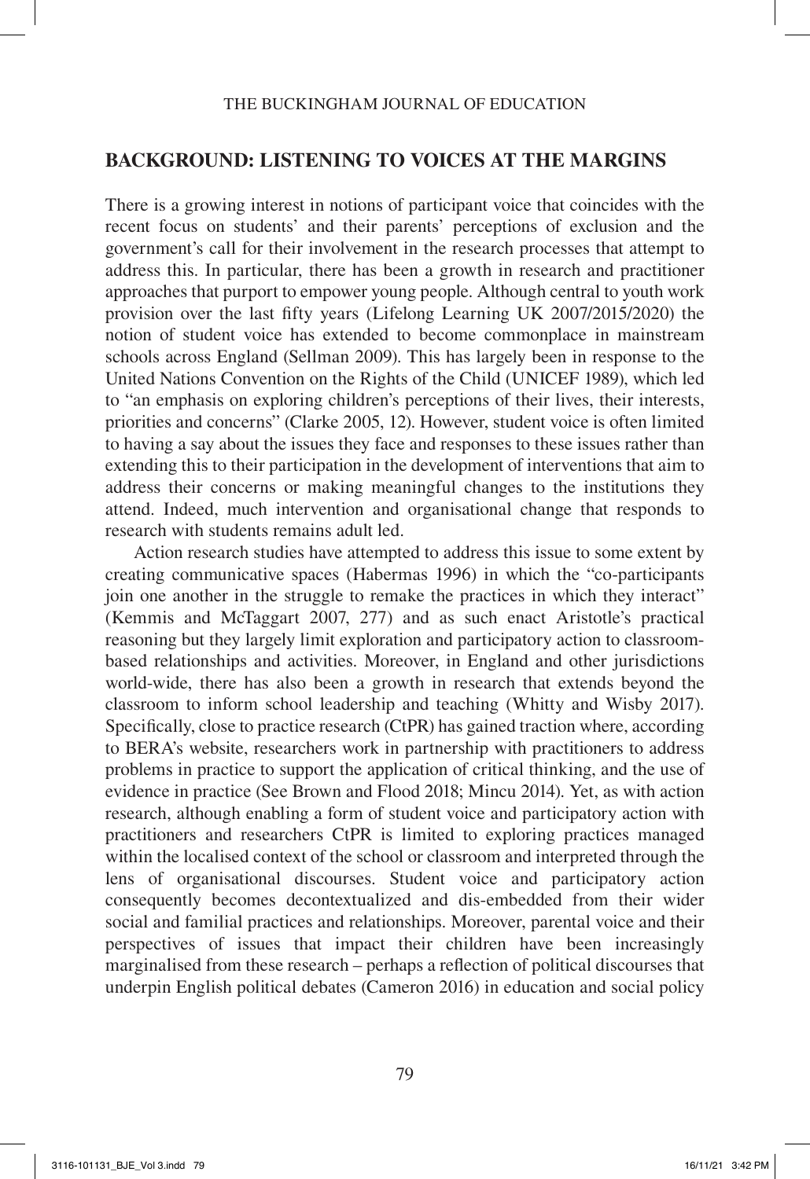## BACKGROUND: LISTENING TO VOICES AT THE MARGINS

There is a growing interest in notions of participant voice that coincides with the recent focus on students' and their parents' perceptions of exclusion and the government's call for their involvement in the research processes that attempt to address this. In particular, there has been a growth in research and practitioner approaches that purport to empower young people. Although central to youth work provision over the last fifty years (Lifelong Learning UK 2007/2015/2020) the notion of student voice has extended to become commonplace in mainstream schools across England (Sellman 2009). This has largely been in response to the United Nations Convention on the Rights of the Child (UNICEF 1989), which led to "an emphasis on exploring children's perceptions of their lives, their interests, priorities and concerns" (Clarke 2005, 12). However, student voice is often limited to having a say about the issues they face and responses to these issues rather than extending this to their participation in the development of interventions that aim to address their concerns or making meaningful changes to the institutions they attend. Indeed, much intervention and organisational change that responds to research with students remains adult led.

Action research studies have attempted to address this issue to some extent by creating communicative spaces (Habermas 1996) in which the "co-participants join one another in the struggle to remake the practices in which they interact" (Kemmis and McTaggart 2007, 277) and as such enact Aristotle's practical reasoning but they largely limit exploration and participatory action to classroom-based relationships and activities. Moreover, in England and other jurisdictions world-wide, there has also been a growth in research that extends beyond the classroom to inform school leadership and teaching (Whitty and Wisby 2017). Specifically, close to practice research (CtPR) has gained traction where, according to BERA's website, researchers work in partnership with practitioners to address problems in practice to support the application of critical thinking, and the use of evidence in practice (See Brown and Flood 2018; Mincu 2014). Yet, as with action research, although enabling a form of student voice and participatory action with practitioners and researchers CtPR is limited to exploring practices managed within the localised context of the school or classroom and interpreted through the lens of organisational discourses. Student voice and participatory action consequently becomes decontextualized and dis-embedded from their wider social and familial practices and relationships. Moreover, parental voice and their perspectives of issues that impact their children have been increasingly marginalised from these research – perhaps a reflection of political discourses that underpin English political debates (Cameron 2016) in education and social policy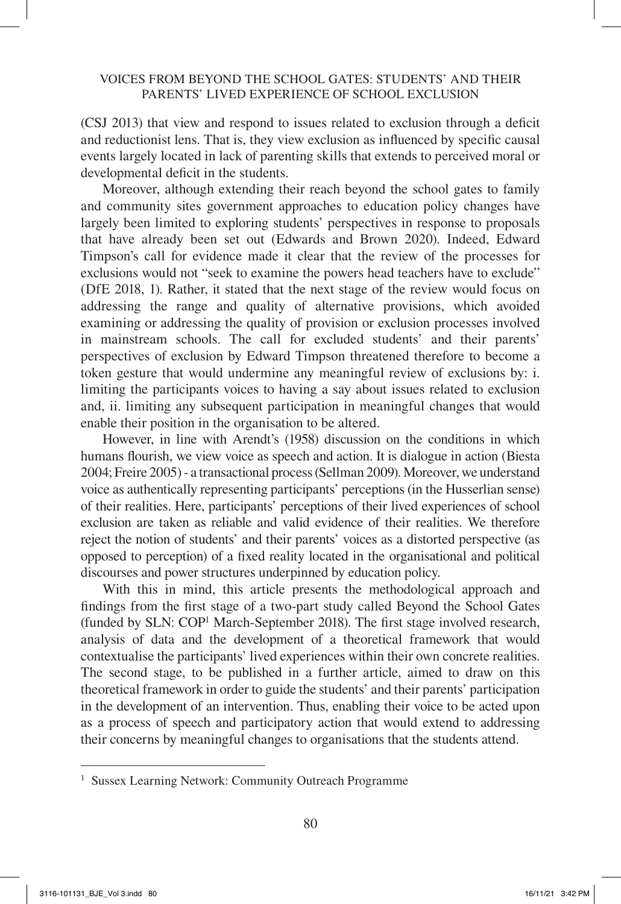(CSJ 2013) that view and respond to issues related to exclusion through a deficit and reductionist lens. That is, they view exclusion as influenced by specific causal events largely located in lack of parenting skills that extends to perceived moral or developmental deficit in the students.

Moreover, although extending their reach beyond the school gates to family and community sites government approaches to education policy changes have largely been limited to exploring students' perspectives in response to proposals that have already been set out (Edwards and Brown 2020). Indeed, Edward Timpson's call for evidence made it clear that the review of the processes for exclusions would not "seek to examine the powers head teachers have to exclude" (DfE 2018, 1). Rather, it stated that the next stage of the review would focus on addressing the range and quality of alternative provisions, which avoided examining or addressing the quality of provision or exclusion processes involved in mainstream schools. The call for excluded students' and their parents' perspectives of exclusion by Edward Timpson threatened therefore to become a token gesture that would undermine any meaningful review of exclusions by: i. limiting the participants voices to having a say about issues related to exclusion and, ii. limiting any subsequent participation in meaningful changes that would enable their position in the organisation to be altered.

However, in line with Arendt's (1958) discussion on the conditions in which humans flourish, we view voice as speech and action. It is dialogue in action (Biesta 2004; Freire 2005) - a transactional process (Sellman 2009). Moreover, we understand voice as authentically representing participants' perceptions (in the Husserlian sense) of their realities. Here, participants' perceptions of their lived experiences of school exclusion are taken as reliable and valid evidence of their realities. We therefore reject the notion of students' and their parents' voices as a distorted perspective (as opposed to perception) of a fixed reality located in the organisational and political discourses and power structures underpinned by education policy.

With this in mind, this article presents the methodological approach and findings from the first stage of a two-part study called Beyond the School Gates (funded by SLN: COP[1] March-September 2018). The first stage involved research, analysis of data and the development of a theoretical framework that would contextualise the participants' lived experiences within their own concrete realities. The second stage, to be published in a further article, aimed to draw on this theoretical framework in order to guide the students' and their parents' participation in the development of an intervention. Thus, enabling their voice to be acted upon as a process of speech and participatory action that would extend to addressing their concerns by meaningful changes to organisations that the students attend.

[1] Sussex Learning Network: Community Outreach Programme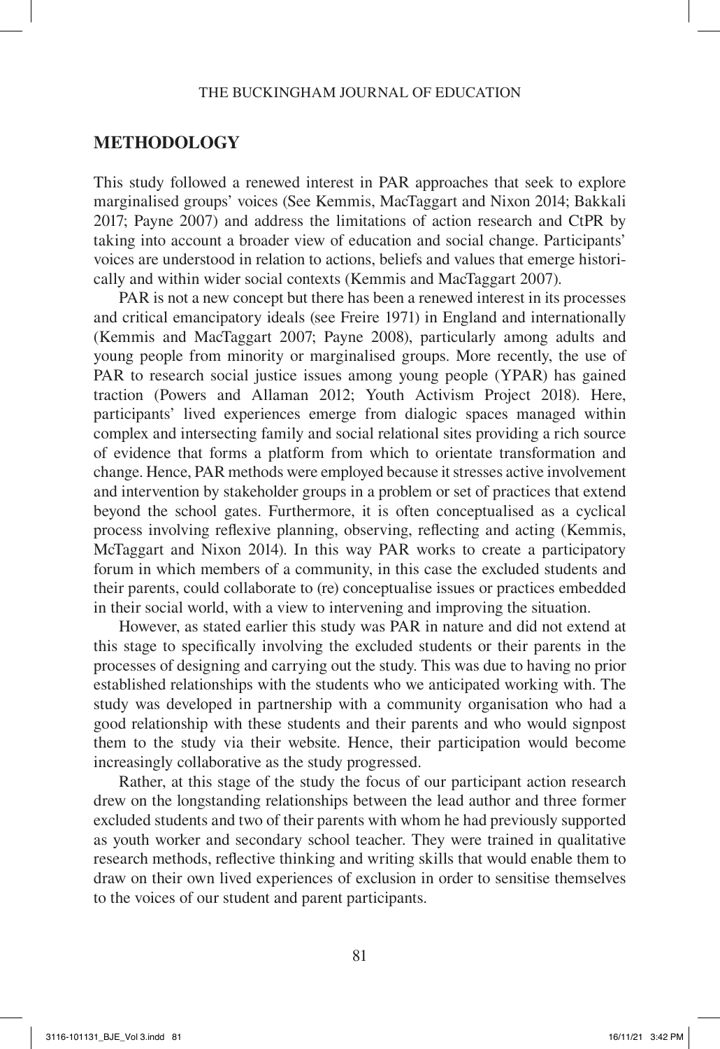## METHODOLOGY

This study followed a renewed interest in PAR approaches that seek to explore marginalised groups' voices (See Kemmis, MacTaggart and Nixon 2014; Bakkali 2017; Payne 2007) and address the limitations of action research and CtPR by taking into account a broader view of education and social change. Participants' voices are understood in relation to actions, beliefs and values that emerge historically and within wider social contexts (Kemmis and MacTaggart 2007).

PAR is not a new concept but there has been a renewed interest in its processes and critical emancipatory ideals (see Freire 1971) in England and internationally (Kemmis and MacTaggart 2007; Payne 2008), particularly among adults and young people from minority or marginalised groups. More recently, the use of PAR to research social justice issues among young people (YPAR) has gained traction (Powers and Allaman 2012; Youth Activism Project 2018). Here, participants' lived experiences emerge from dialogic spaces managed within complex and intersecting family and social relational sites providing a rich source of evidence that forms a platform from which to orientate transformation and change. Hence, PAR methods were employed because it stresses active involvement and intervention by stakeholder groups in a problem or set of practices that extend beyond the school gates. Furthermore, it is often conceptualised as a cyclical process involving reflexive planning, observing, reflecting and acting (Kemmis, McTaggart and Nixon 2014). In this way PAR works to create a participatory forum in which members of a community, in this case the excluded students and their parents, could collaborate to (re) conceptualise issues or practices embedded in their social world, with a view to intervening and improving the situation.

However, as stated earlier this study was PAR in nature and did not extend at this stage to specifically involving the excluded students or their parents in the processes of designing and carrying out the study. This was due to having no prior established relationships with the students who we anticipated working with. The study was developed in partnership with a community organisation who had a good relationship with these students and their parents and who would signpost them to the study via their website. Hence, their participation would become increasingly collaborative as the study progressed.

Rather, at this stage of the study the focus of our participant action research drew on the longstanding relationships between the lead author and three former excluded students and two of their parents with whom he had previously supported as youth worker and secondary school teacher. They were trained in qualitative research methods, reflective thinking and writing skills that would enable them to draw on their own lived experiences of exclusion in order to sensitise themselves to the voices of our student and parent participants.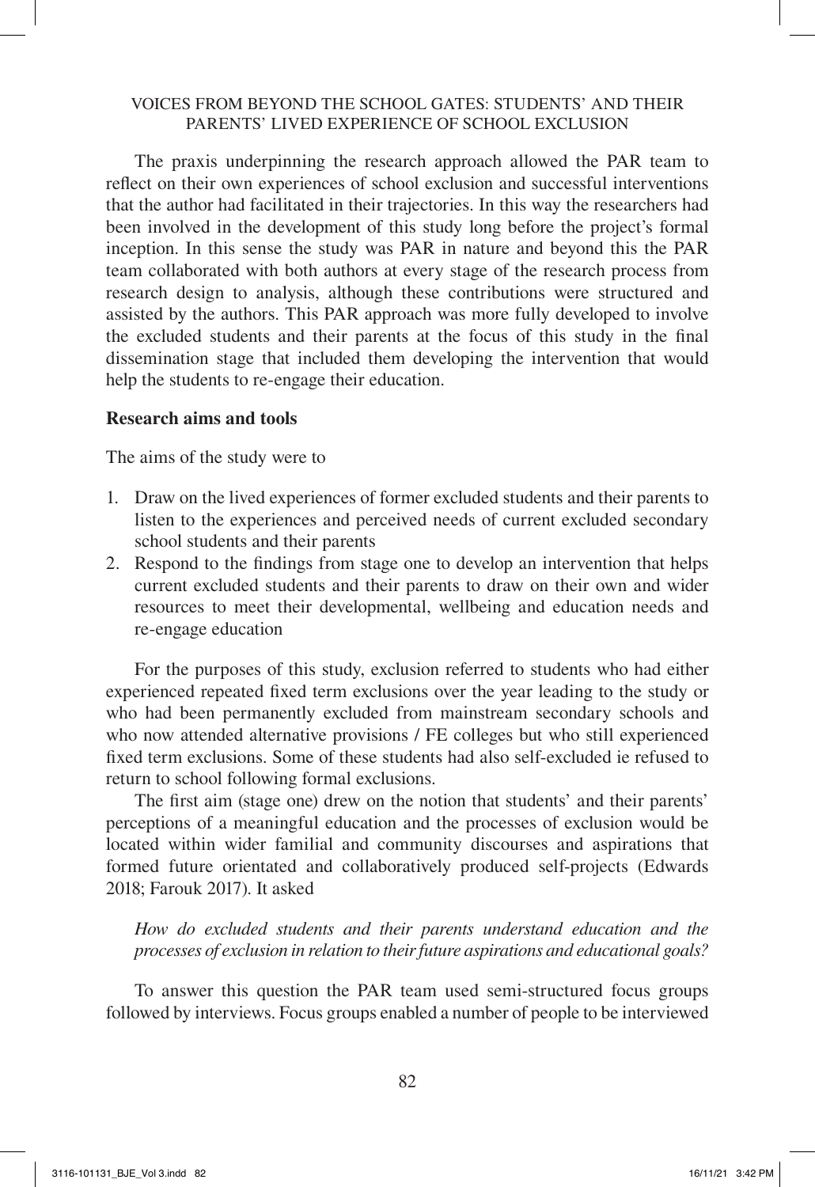The praxis underpinning the research approach allowed the PAR team to reflect on their own experiences of school exclusion and successful interventions that the author had facilitated in their trajectories. In this way the researchers had been involved in the development of this study long before the project's formal inception. In this sense the study was PAR in nature and beyond this the PAR team collaborated with both authors at every stage of the research process from research design to analysis, although these contributions were structured and assisted by the authors. This PAR approach was more fully developed to involve the excluded students and their parents at the focus of this study in the final dissemination stage that included them developing the intervention that would help the students to re-engage their education.

**Research aims and tools**

The aims of the study were to

1. Draw on the lived experiences of former excluded students and their parents to listen to the experiences and perceived needs of current excluded secondary school students and their parents
2. Respond to the findings from stage one to develop an intervention that helps current excluded students and their parents to draw on their own and wider resources to meet their developmental, wellbeing and education needs and re-engage education

For the purposes of this study, exclusion referred to students who had either experienced repeated fixed term exclusions over the year leading to the study or who had been permanently excluded from mainstream secondary schools and who now attended alternative provisions / FE colleges but who still experienced fixed term exclusions. Some of these students had also self-excluded ie refused to return to school following formal exclusions.

The first aim (stage one) drew on the notion that students' and their parents' perceptions of a meaningful education and the processes of exclusion would be located within wider familial and community discourses and aspirations that formed future orientated and collaboratively produced self-projects (Edwards 2018; Farouk 2017). It asked

*How do excluded students and their parents understand education and the processes of exclusion in relation to their future aspirations and educational goals?*

To answer this question the PAR team used semi-structured focus groups followed by interviews. Focus groups enabled a number of people to be interviewed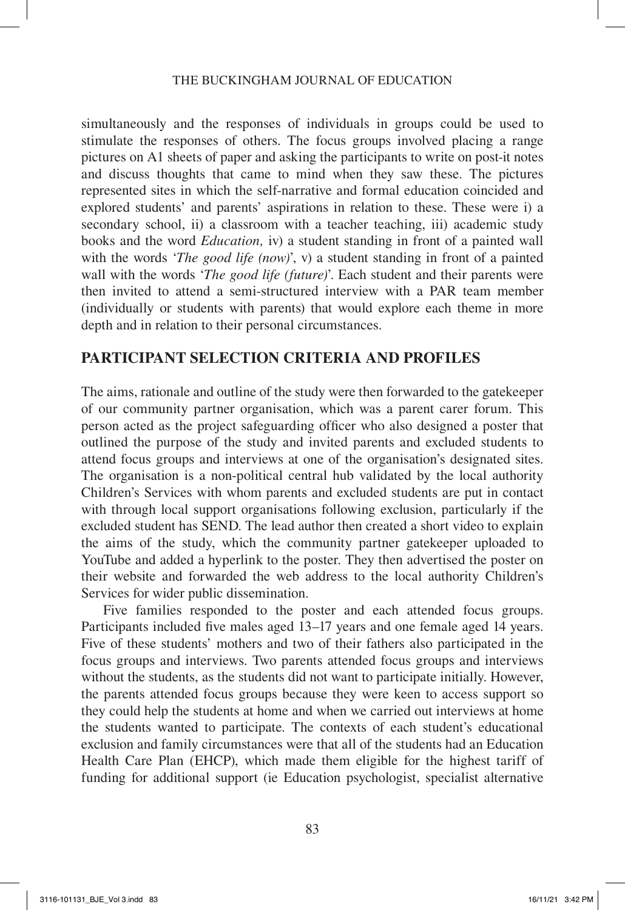simultaneously and the responses of individuals in groups could be used to stimulate the responses of others. The focus groups involved placing a range pictures on A1 sheets of paper and asking the participants to write on post-it notes and discuss thoughts that came to mind when they saw these. The pictures represented sites in which the self-narrative and formal education coincided and explored students' and parents' aspirations in relation to these. These were i) a secondary school, ii) a classroom with a teacher teaching, iii) academic study books and the word *Education,* iv) a student standing in front of a painted wall with the words '*The good life (now)*', v) a student standing in front of a painted wall with the words '*The good life (future)*'. Each student and their parents were then invited to attend a semi-structured interview with a PAR team member (individually or students with parents) that would explore each theme in more depth and in relation to their personal circumstances.

## PARTICIPANT SELECTION CRITERIA AND PROFILES

The aims, rationale and outline of the study were then forwarded to the gatekeeper of our community partner organisation, which was a parent carer forum. This person acted as the project safeguarding officer who also designed a poster that outlined the purpose of the study and invited parents and excluded students to attend focus groups and interviews at one of the organisation's designated sites. The organisation is a non-political central hub validated by the local authority Children's Services with whom parents and excluded students are put in contact with through local support organisations following exclusion, particularly if the excluded student has SEND. The lead author then created a short video to explain the aims of the study, which the community partner gatekeeper uploaded to YouTube and added a hyperlink to the poster. They then advertised the poster on their website and forwarded the web address to the local authority Children's Services for wider public dissemination.

Five families responded to the poster and each attended focus groups. Participants included five males aged 13–17 years and one female aged 14 years. Five of these students' mothers and two of their fathers also participated in the focus groups and interviews. Two parents attended focus groups and interviews without the students, as the students did not want to participate initially. However, the parents attended focus groups because they were keen to access support so they could help the students at home and when we carried out interviews at home the students wanted to participate. The contexts of each student's educational exclusion and family circumstances were that all of the students had an Education Health Care Plan (EHCP), which made them eligible for the highest tariff of funding for additional support (ie Education psychologist, specialist alternative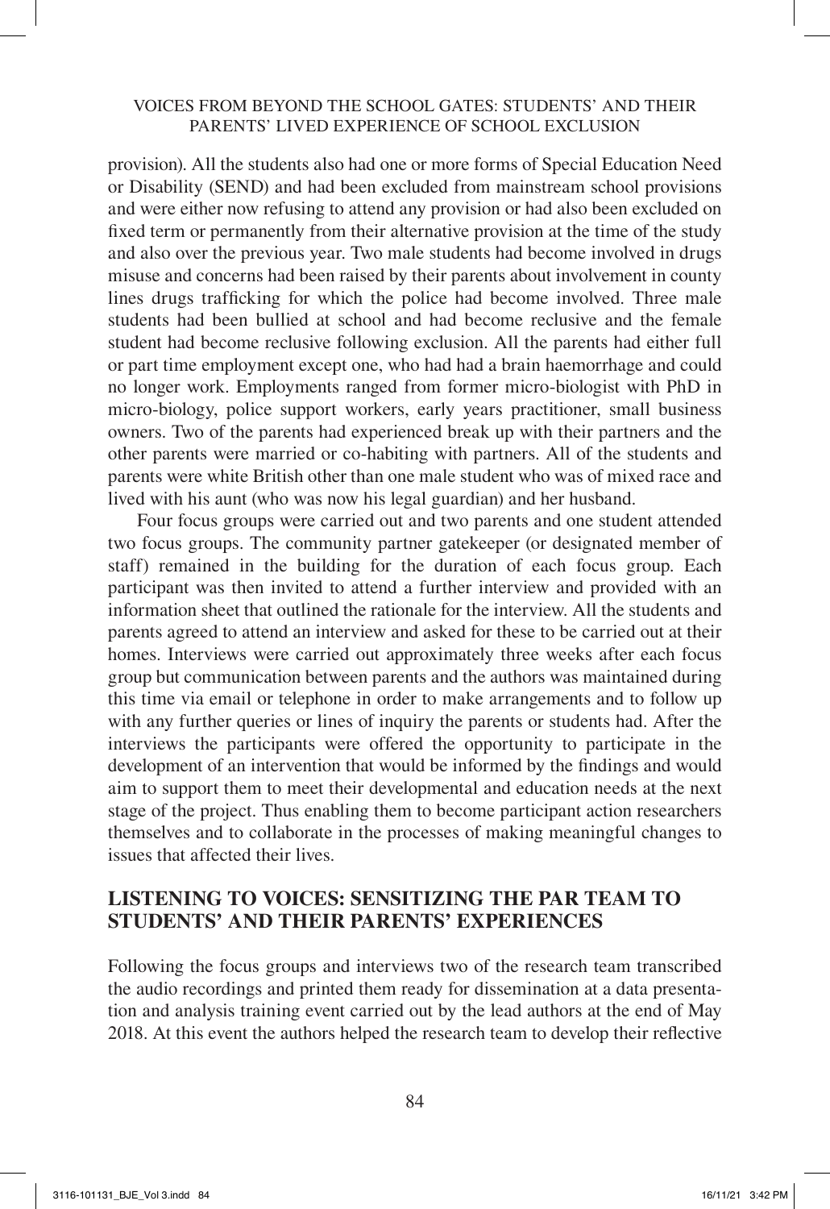provision). All the students also had one or more forms of Special Education Need or Disability (SEND) and had been excluded from mainstream school provisions and were either now refusing to attend any provision or had also been excluded on fixed term or permanently from their alternative provision at the time of the study and also over the previous year. Two male students had become involved in drugs misuse and concerns had been raised by their parents about involvement in county lines drugs trafficking for which the police had become involved. Three male students had been bullied at school and had become reclusive and the female student had become reclusive following exclusion. All the parents had either full or part time employment except one, who had had a brain haemorrhage and could no longer work. Employments ranged from former micro-biologist with PhD in micro-biology, police support workers, early years practitioner, small business owners. Two of the parents had experienced break up with their partners and the other parents were married or co-habiting with partners. All of the students and parents were white British other than one male student who was of mixed race and lived with his aunt (who was now his legal guardian) and her husband.

Four focus groups were carried out and two parents and one student attended two focus groups. The community partner gatekeeper (or designated member of staff) remained in the building for the duration of each focus group. Each participant was then invited to attend a further interview and provided with an information sheet that outlined the rationale for the interview. All the students and parents agreed to attend an interview and asked for these to be carried out at their homes. Interviews were carried out approximately three weeks after each focus group but communication between parents and the authors was maintained during this time via email or telephone in order to make arrangements and to follow up with any further queries or lines of inquiry the parents or students had. After the interviews the participants were offered the opportunity to participate in the development of an intervention that would be informed by the findings and would aim to support them to meet their developmental and education needs at the next stage of the project. Thus enabling them to become participant action researchers themselves and to collaborate in the processes of making meaningful changes to issues that affected their lives.

## LISTENING TO VOICES: SENSITIZING THE PAR TEAM TO STUDENTS' AND THEIR PARENTS' EXPERIENCES

Following the focus groups and interviews two of the research team transcribed the audio recordings and printed them ready for dissemination at a data presentation and analysis training event carried out by the lead authors at the end of May 2018. At this event the authors helped the research team to develop their reflective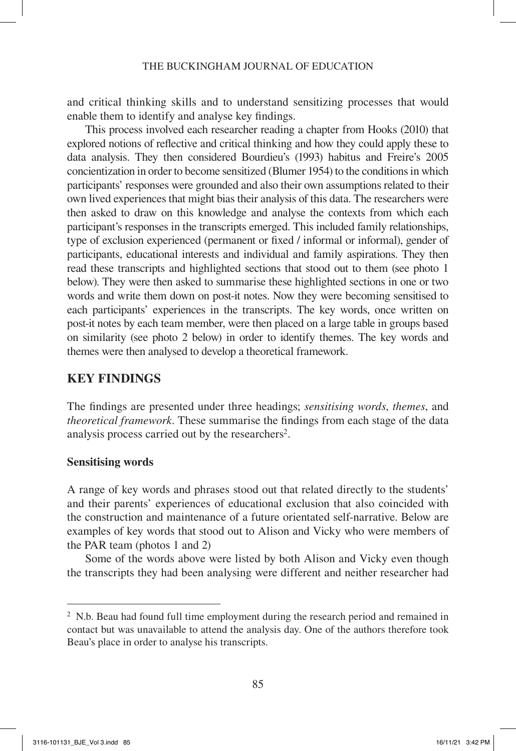and critical thinking skills and to understand sensitizing processes that would enable them to identify and analyse key findings.

This process involved each researcher reading a chapter from Hooks (2010) that explored notions of reflective and critical thinking and how they could apply these to data analysis. They then considered Bourdieu's (1993) habitus and Freire's 2005 concientization in order to become sensitized (Blumer 1954) to the conditions in which participants' responses were grounded and also their own assumptions related to their own lived experiences that might bias their analysis of this data. The researchers were then asked to draw on this knowledge and analyse the contexts from which each participant's responses in the transcripts emerged. This included family relationships, type of exclusion experienced (permanent or fixed / informal or informal), gender of participants, educational interests and individual and family aspirations. They then read these transcripts and highlighted sections that stood out to them (see photo 1 below). They were then asked to summarise these highlighted sections in one or two words and write them down on post-it notes. Now they were becoming sensitised to each participants' experiences in the transcripts. The key words, once written on post-it notes by each team member, were then placed on a large table in groups based on similarity (see photo 2 below) in order to identify themes. The key words and themes were then analysed to develop a theoretical framework.

## KEY FINDINGS

The findings are presented under three headings; *sensitising words*, *themes*, and *theoretical framework*. These summarise the findings from each stage of the data analysis process carried out by the researchers[2].

### Sensitising words

A range of key words and phrases stood out that related directly to the students' and their parents' experiences of educational exclusion that also coincided with the construction and maintenance of a future orientated self-narrative. Below are examples of key words that stood out to Alison and Vicky who were members of the PAR team (photos 1 and 2)

Some of the words above were listed by both Alison and Vicky even though the transcripts they had been analysing were different and neither researcher had

---

[2] N.b. Beau had found full time employment during the research period and remained in contact but was unavailable to attend the analysis day. One of the authors therefore took Beau's place in order to analyse his transcripts.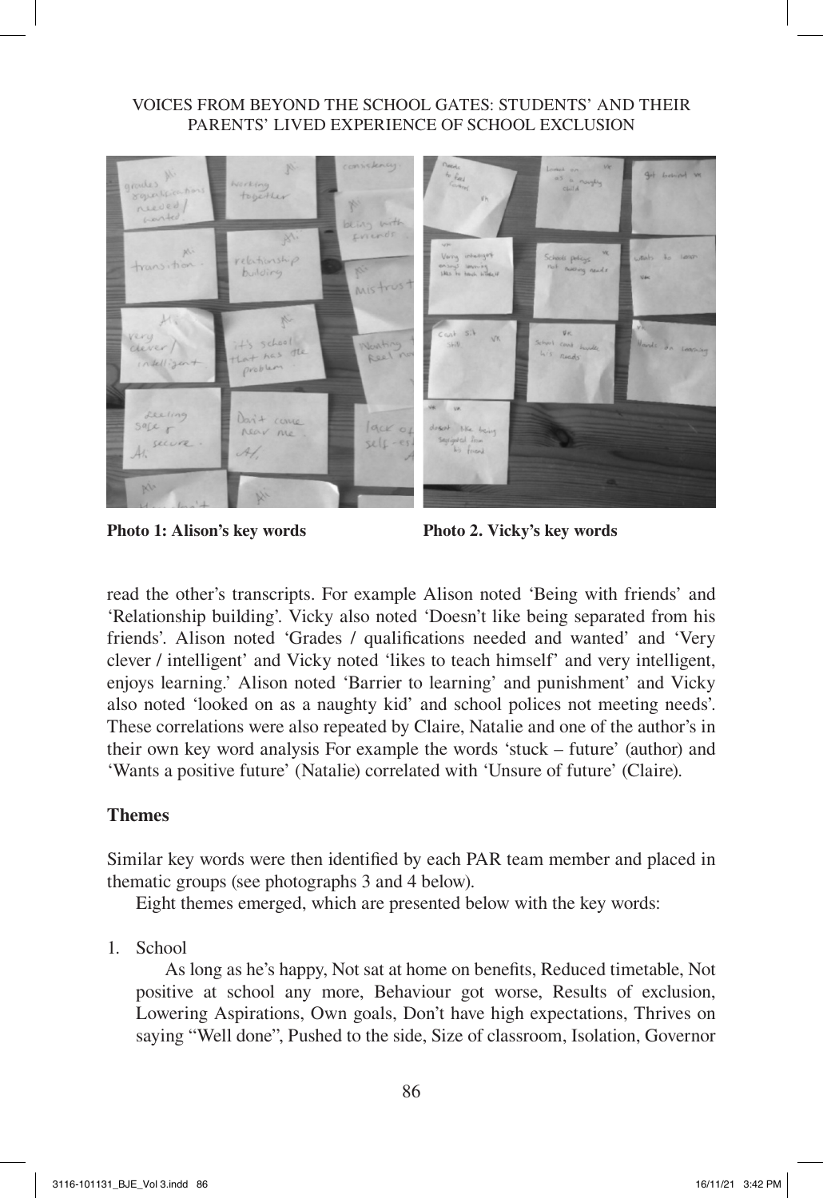**Photo 1: Alison's key words** **Photo 2. Vicky's key words**

read the other's transcripts. For example Alison noted 'Being with friends' and 'Relationship building'. Vicky also noted 'Doesn't like being separated from his friends'. Alison noted 'Grades / qualifications needed and wanted' and 'Very clever / intelligent' and Vicky noted 'likes to teach himself' and very intelligent, enjoys learning.' Alison noted 'Barrier to learning' and punishment' and Vicky also noted 'looked on as a naughty kid' and school polices not meeting needs'. These correlations were also repeated by Claire, Natalie and one of the author's in their own key word analysis For example the words 'stuck – future' (author) and 'Wants a positive future' (Natalie) correlated with 'Unsure of future' (Claire).

## Themes

Similar key words were then identified by each PAR team member and placed in thematic groups (see photographs 3 and 4 below).

Eight themes emerged, which are presented below with the key words:

1. School

   As long as he's happy, Not sat at home on benefits, Reduced timetable, Not positive at school any more, Behaviour got worse, Results of exclusion, Lowering Aspirations, Own goals, Don't have high expectations, Thrives on saying "Well done", Pushed to the side, Size of classroom, Isolation, Governor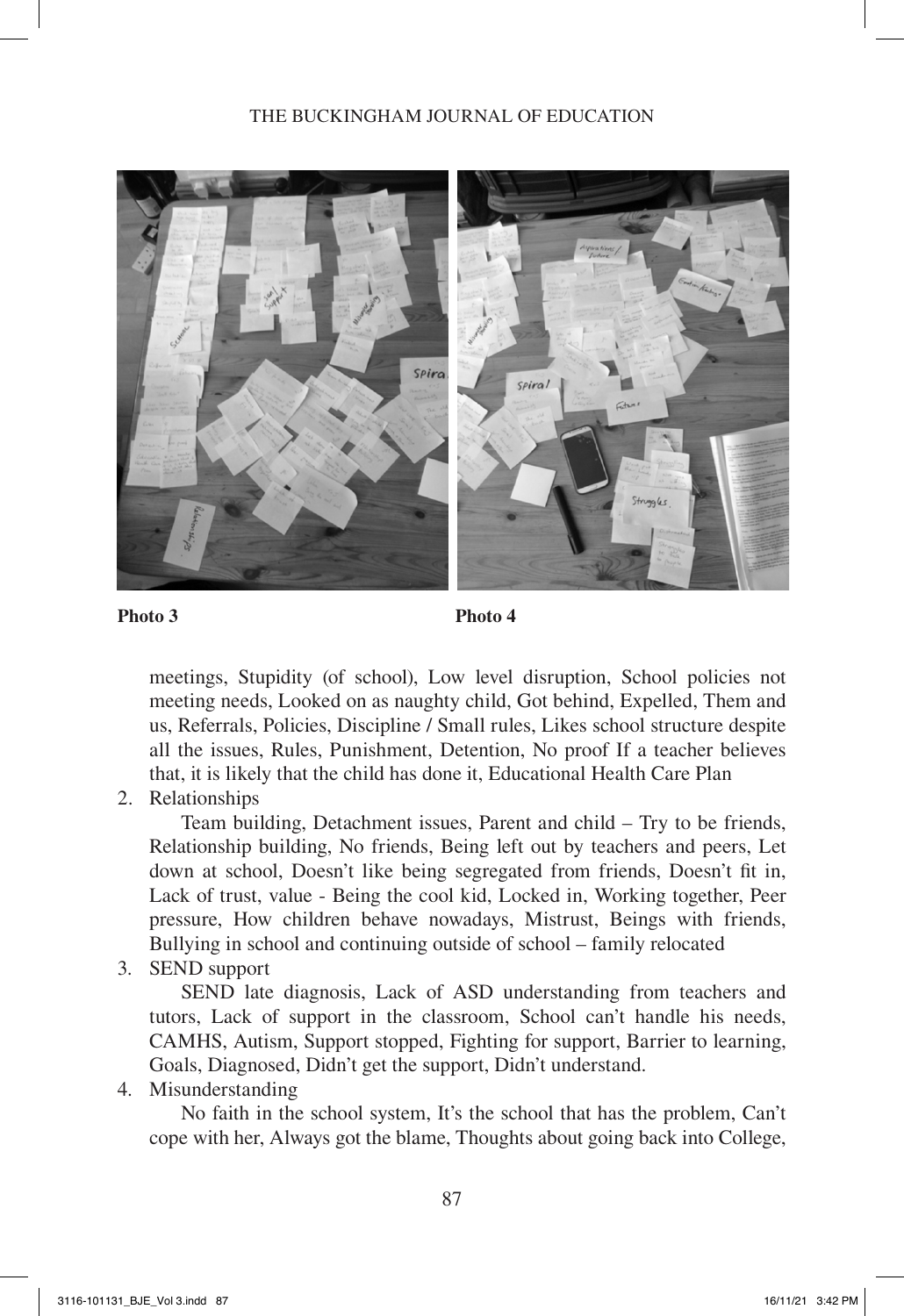Photo 3 Photo 4

meetings, Stupidity (of school), Low level disruption, School policies not meeting needs, Looked on as naughty child, Got behind, Expelled, Them and us, Referrals, Policies, Discipline / Small rules, Likes school structure despite all the issues, Rules, Punishment, Detention, No proof If a teacher believes that, it is likely that the child has done it, Educational Health Care Plan

2. Relationships

   Team building, Detachment issues, Parent and child – Try to be friends, Relationship building, No friends, Being left out by teachers and peers, Let down at school, Doesn't like being segregated from friends, Doesn't fit in, Lack of trust, value - Being the cool kid, Locked in, Working together, Peer pressure, How children behave nowadays, Mistrust, Beings with friends, Bullying in school and continuing outside of school – family relocated

3. SEND support

   SEND late diagnosis, Lack of ASD understanding from teachers and tutors, Lack of support in the classroom, School can't handle his needs, CAMHS, Autism, Support stopped, Fighting for support, Barrier to learning, Goals, Diagnosed, Didn't get the support, Didn't understand.

4. Misunderstanding

   No faith in the school system, It's the school that has the problem, Can't cope with her, Always got the blame, Thoughts about going back into College,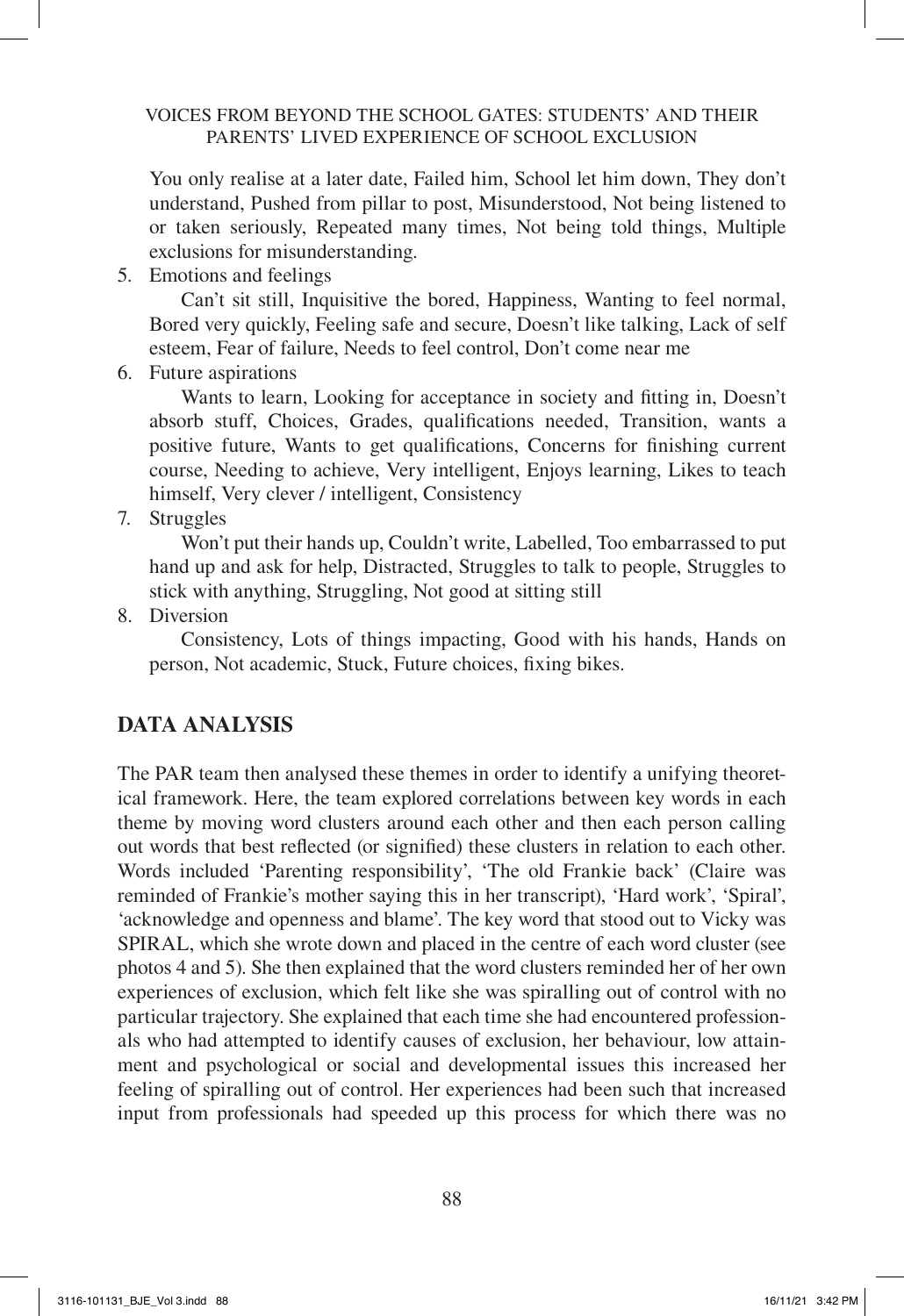You only realise at a later date, Failed him, School let him down, They don't understand, Pushed from pillar to post, Misunderstood, Not being listened to or taken seriously, Repeated many times, Not being told things, Multiple exclusions for misunderstanding.

5. Emotions and feelings

   Can't sit still, Inquisitive the bored, Happiness, Wanting to feel normal, Bored very quickly, Feeling safe and secure, Doesn't like talking, Lack of self esteem, Fear of failure, Needs to feel control, Don't come near me

6. Future aspirations

   Wants to learn, Looking for acceptance in society and fitting in, Doesn't absorb stuff, Choices, Grades, qualifications needed, Transition, wants a positive future, Wants to get qualifications, Concerns for finishing current course, Needing to achieve, Very intelligent, Enjoys learning, Likes to teach himself, Very clever / intelligent, Consistency

7. Struggles

   Won't put their hands up, Couldn't write, Labelled, Too embarrassed to put hand up and ask for help, Distracted, Struggles to talk to people, Struggles to stick with anything, Struggling, Not good at sitting still

8. Diversion

   Consistency, Lots of things impacting, Good with his hands, Hands on person, Not academic, Stuck, Future choices, fixing bikes.

## DATA ANALYSIS

The PAR team then analysed these themes in order to identify a unifying theoretical framework. Here, the team explored correlations between key words in each theme by moving word clusters around each other and then each person calling out words that best reflected (or signified) these clusters in relation to each other. Words included 'Parenting responsibility', 'The old Frankie back' (Claire was reminded of Frankie's mother saying this in her transcript), 'Hard work', 'Spiral', 'acknowledge and openness and blame'. The key word that stood out to Vicky was SPIRAL, which she wrote down and placed in the centre of each word cluster (see photos 4 and 5). She then explained that the word clusters reminded her of her own experiences of exclusion, which felt like she was spiralling out of control with no particular trajectory. She explained that each time she had encountered professionals who had attempted to identify causes of exclusion, her behaviour, low attainment and psychological or social and developmental issues this increased her feeling of spiralling out of control. Her experiences had been such that increased input from professionals had speeded up this process for which there was no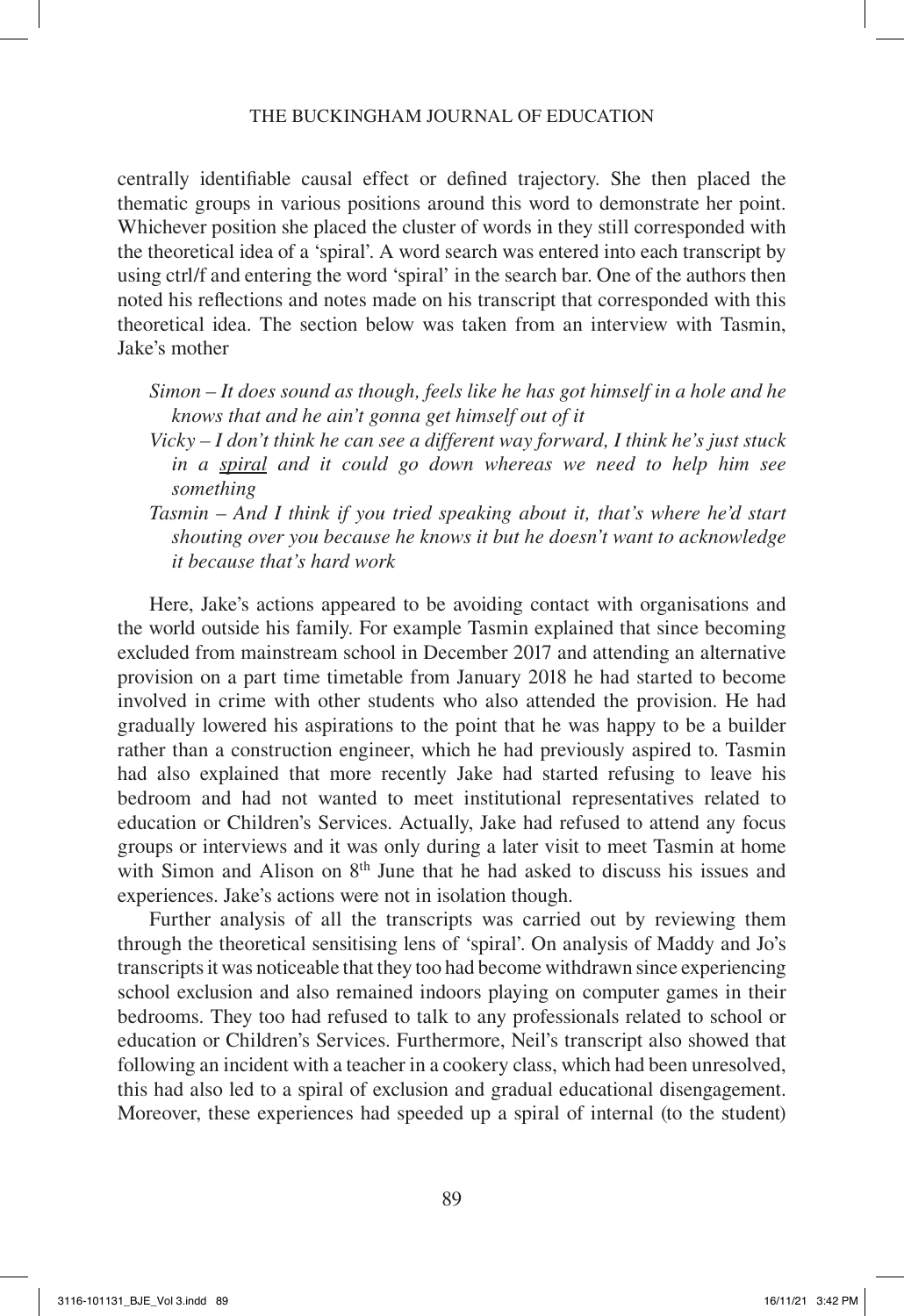centrally identifiable causal effect or defined trajectory. She then placed the thematic groups in various positions around this word to demonstrate her point. Whichever position she placed the cluster of words in they still corresponded with the theoretical idea of a 'spiral'. A word search was entered into each transcript by using ctrl/f and entering the word 'spiral' in the search bar. One of the authors then noted his reflections and notes made on his transcript that corresponded with this theoretical idea. The section below was taken from an interview with Tasmin, Jake's mother

> *Simon – It does sound as though, feels like he has got himself in a hole and he knows that and he ain't gonna get himself out of it*
>
> *Vicky – I don't think he can see a different way forward, I think he's just stuck in a <u>spiral</u> and it could go down whereas we need to help him see something*
>
> *Tasmin – And I think if you tried speaking about it, that's where he'd start shouting over you because he knows it but he doesn't want to acknowledge it because that's hard work*

Here, Jake's actions appeared to be avoiding contact with organisations and the world outside his family. For example Tasmin explained that since becoming excluded from mainstream school in December 2017 and attending an alternative provision on a part time timetable from January 2018 he had started to become involved in crime with other students who also attended the provision. He had gradually lowered his aspirations to the point that he was happy to be a builder rather than a construction engineer, which he had previously aspired to. Tasmin had also explained that more recently Jake had started refusing to leave his bedroom and had not wanted to meet institutional representatives related to education or Children's Services. Actually, Jake had refused to attend any focus groups or interviews and it was only during a later visit to meet Tasmin at home with Simon and Alison on 8th June that he had asked to discuss his issues and experiences. Jake's actions were not in isolation though.

Further analysis of all the transcripts was carried out by reviewing them through the theoretical sensitising lens of 'spiral'. On analysis of Maddy and Jo's transcripts it was noticeable that they too had become withdrawn since experiencing school exclusion and also remained indoors playing on computer games in their bedrooms. They too had refused to talk to any professionals related to school or education or Children's Services. Furthermore, Neil's transcript also showed that following an incident with a teacher in a cookery class, which had been unresolved, this had also led to a spiral of exclusion and gradual educational disengagement. Moreover, these experiences had speeded up a spiral of internal (to the student)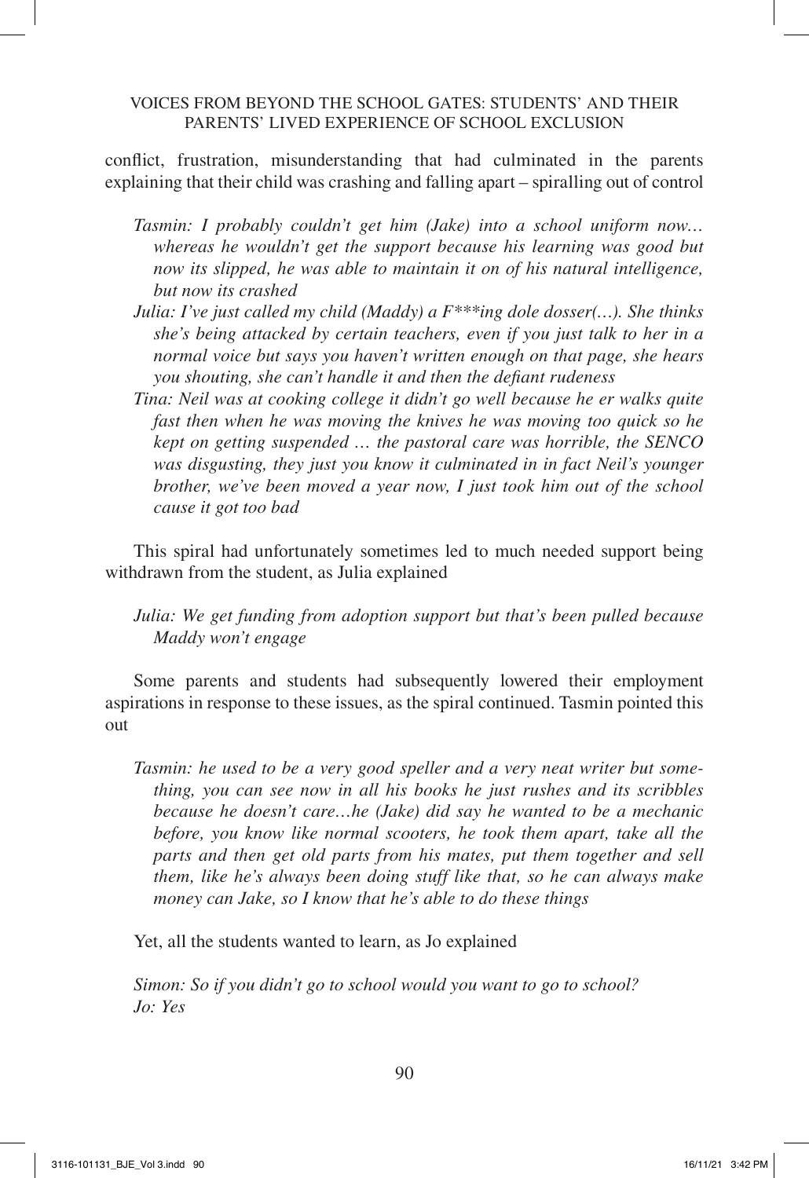conflict, frustration, misunderstanding that had culminated in the parents explaining that their child was crashing and falling apart – spiralling out of control

> *Tasmin: I probably couldn't get him (Jake) into a school uniform now… whereas he wouldn't get the support because his learning was good but now its slipped, he was able to maintain it on of his natural intelligence, but now its crashed*
>
> *Julia: I've just called my child (Maddy) a F***ing dole dosser(…). She thinks she's being attacked by certain teachers, even if you just talk to her in a normal voice but says you haven't written enough on that page, she hears you shouting, she can't handle it and then the defiant rudeness*
>
> *Tina: Neil was at cooking college it didn't go well because he er walks quite fast then when he was moving the knives he was moving too quick so he kept on getting suspended … the pastoral care was horrible, the SENCO was disgusting, they just you know it culminated in in fact Neil's younger brother, we've been moved a year now, I just took him out of the school cause it got too bad*

This spiral had unfortunately sometimes led to much needed support being withdrawn from the student, as Julia explained

> *Julia: We get funding from adoption support but that's been pulled because Maddy won't engage*

Some parents and students had subsequently lowered their employment aspirations in response to these issues, as the spiral continued. Tasmin pointed this out

> *Tasmin: he used to be a very good speller and a very neat writer but something, you can see now in all his books he just rushes and its scribbles because he doesn't care…he (Jake) did say he wanted to be a mechanic before, you know like normal scooters, he took them apart, take all the parts and then get old parts from his mates, put them together and sell them, like he's always been doing stuff like that, so he can always make money can Jake, so I know that he's able to do these things*

Yet, all the students wanted to learn, as Jo explained

> *Simon: So if you didn't go to school would you want to go to school?*
>
> *Jo: Yes*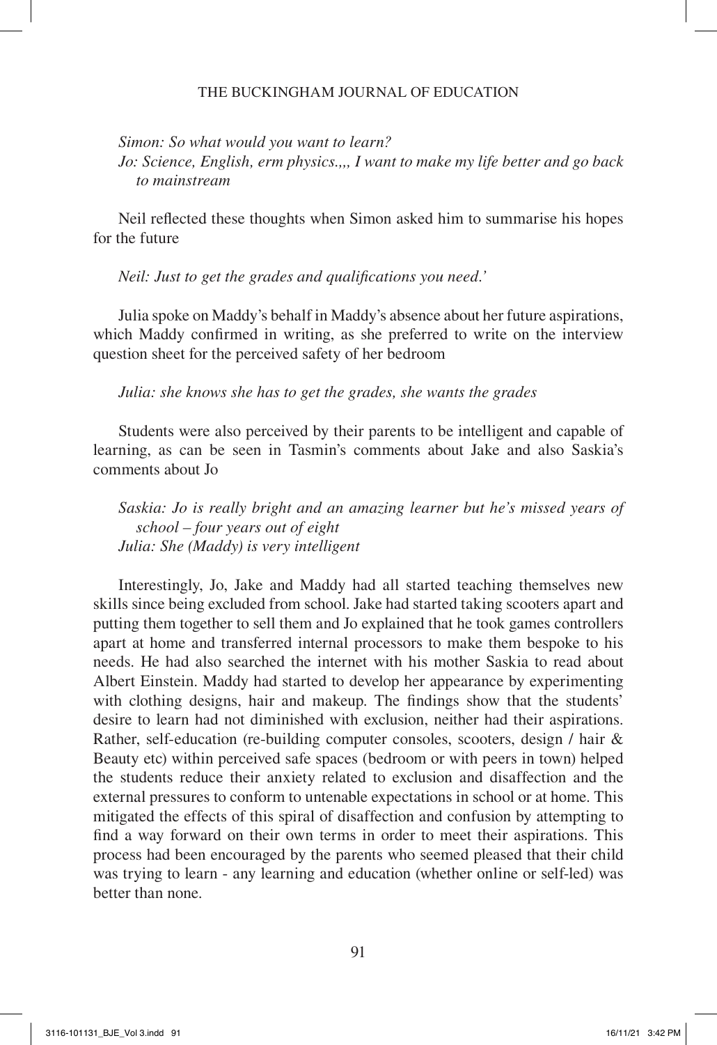*Simon: So what would you want to learn?*
*Jo: Science, English, erm physics.,,, I want to make my life better and go back to mainstream*

Neil reflected these thoughts when Simon asked him to summarise his hopes for the future

*Neil: Just to get the grades and qualifications you need.'*

Julia spoke on Maddy's behalf in Maddy's absence about her future aspirations, which Maddy confirmed in writing, as she preferred to write on the interview question sheet for the perceived safety of her bedroom

*Julia: she knows she has to get the grades, she wants the grades*

Students were also perceived by their parents to be intelligent and capable of learning, as can be seen in Tasmin's comments about Jake and also Saskia's comments about Jo

*Saskia: Jo is really bright and an amazing learner but he's missed years of school – four years out of eight*
*Julia: She (Maddy) is very intelligent*

Interestingly, Jo, Jake and Maddy had all started teaching themselves new skills since being excluded from school. Jake had started taking scooters apart and putting them together to sell them and Jo explained that he took games controllers apart at home and transferred internal processors to make them bespoke to his needs. He had also searched the internet with his mother Saskia to read about Albert Einstein. Maddy had started to develop her appearance by experimenting with clothing designs, hair and makeup. The findings show that the students' desire to learn had not diminished with exclusion, neither had their aspirations. Rather, self-education (re-building computer consoles, scooters, design / hair & Beauty etc) within perceived safe spaces (bedroom or with peers in town) helped the students reduce their anxiety related to exclusion and disaffection and the external pressures to conform to untenable expectations in school or at home. This mitigated the effects of this spiral of disaffection and confusion by attempting to find a way forward on their own terms in order to meet their aspirations. This process had been encouraged by the parents who seemed pleased that their child was trying to learn - any learning and education (whether online or self-led) was better than none.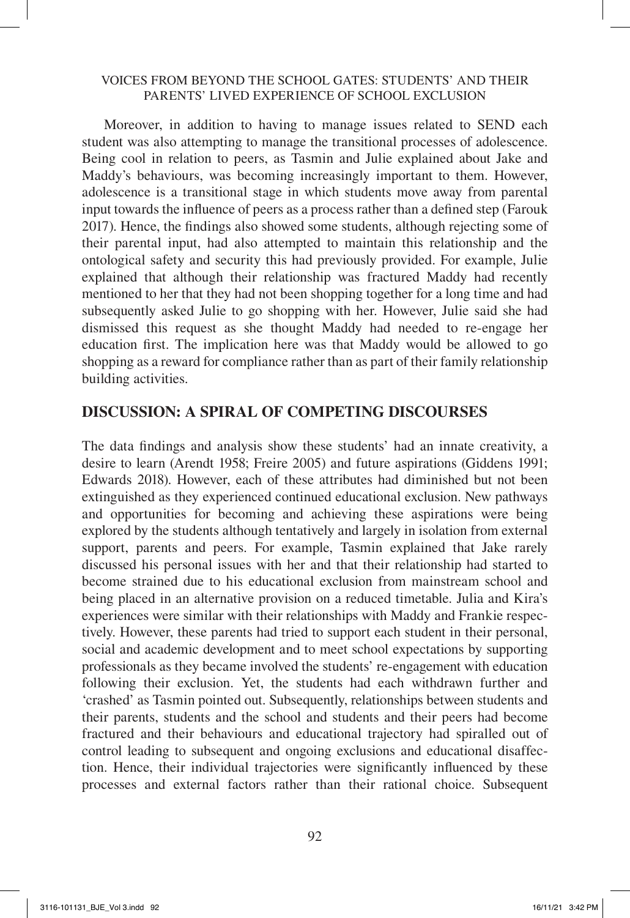Moreover, in addition to having to manage issues related to SEND each student was also attempting to manage the transitional processes of adolescence. Being cool in relation to peers, as Tasmin and Julie explained about Jake and Maddy's behaviours, was becoming increasingly important to them. However, adolescence is a transitional stage in which students move away from parental input towards the influence of peers as a process rather than a defined step (Farouk 2017). Hence, the findings also showed some students, although rejecting some of their parental input, had also attempted to maintain this relationship and the ontological safety and security this had previously provided. For example, Julie explained that although their relationship was fractured Maddy had recently mentioned to her that they had not been shopping together for a long time and had subsequently asked Julie to go shopping with her. However, Julie said she had dismissed this request as she thought Maddy had needed to re-engage her education first. The implication here was that Maddy would be allowed to go shopping as a reward for compliance rather than as part of their family relationship building activities.

## DISCUSSION: A SPIRAL OF COMPETING DISCOURSES

The data findings and analysis show these students' had an innate creativity, a desire to learn (Arendt 1958; Freire 2005) and future aspirations (Giddens 1991; Edwards 2018). However, each of these attributes had diminished but not been extinguished as they experienced continued educational exclusion. New pathways and opportunities for becoming and achieving these aspirations were being explored by the students although tentatively and largely in isolation from external support, parents and peers. For example, Tasmin explained that Jake rarely discussed his personal issues with her and that their relationship had started to become strained due to his educational exclusion from mainstream school and being placed in an alternative provision on a reduced timetable. Julia and Kira's experiences were similar with their relationships with Maddy and Frankie respectively. However, these parents had tried to support each student in their personal, social and academic development and to meet school expectations by supporting professionals as they became involved the students' re-engagement with education following their exclusion. Yet, the students had each withdrawn further and 'crashed' as Tasmin pointed out. Subsequently, relationships between students and their parents, students and the school and students and their peers had become fractured and their behaviours and educational trajectory had spiralled out of control leading to subsequent and ongoing exclusions and educational disaffection. Hence, their individual trajectories were significantly influenced by these processes and external factors rather than their rational choice. Subsequent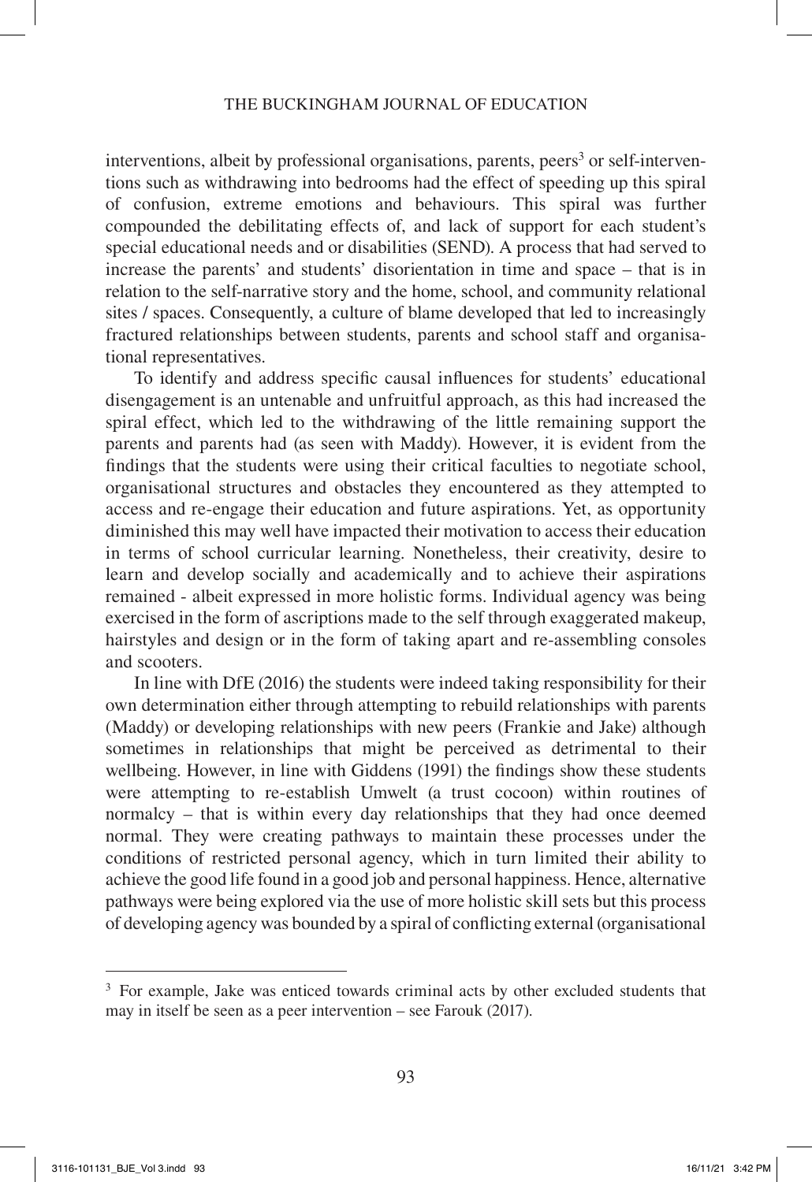interventions, albeit by professional organisations, parents, peers[3] or self-interventions such as withdrawing into bedrooms had the effect of speeding up this spiral of confusion, extreme emotions and behaviours. This spiral was further compounded the debilitating effects of, and lack of support for each student's special educational needs and or disabilities (SEND). A process that had served to increase the parents' and students' disorientation in time and space – that is in relation to the self-narrative story and the home, school, and community relational sites / spaces. Consequently, a culture of blame developed that led to increasingly fractured relationships between students, parents and school staff and organisational representatives.

To identify and address specific causal influences for students' educational disengagement is an untenable and unfruitful approach, as this had increased the spiral effect, which led to the withdrawing of the little remaining support the parents and parents had (as seen with Maddy). However, it is evident from the findings that the students were using their critical faculties to negotiate school, organisational structures and obstacles they encountered as they attempted to access and re-engage their education and future aspirations. Yet, as opportunity diminished this may well have impacted their motivation to access their education in terms of school curricular learning. Nonetheless, their creativity, desire to learn and develop socially and academically and to achieve their aspirations remained - albeit expressed in more holistic forms. Individual agency was being exercised in the form of ascriptions made to the self through exaggerated makeup, hairstyles and design or in the form of taking apart and re-assembling consoles and scooters.

In line with DfE (2016) the students were indeed taking responsibility for their own determination either through attempting to rebuild relationships with parents (Maddy) or developing relationships with new peers (Frankie and Jake) although sometimes in relationships that might be perceived as detrimental to their wellbeing. However, in line with Giddens (1991) the findings show these students were attempting to re-establish Umwelt (a trust cocoon) within routines of normalcy – that is within every day relationships that they had once deemed normal. They were creating pathways to maintain these processes under the conditions of restricted personal agency, which in turn limited their ability to achieve the good life found in a good job and personal happiness. Hence, alternative pathways were being explored via the use of more holistic skill sets but this process of developing agency was bounded by a spiral of conflicting external (organisational

---

[3] For example, Jake was enticed towards criminal acts by other excluded students that may in itself be seen as a peer intervention – see Farouk (2017).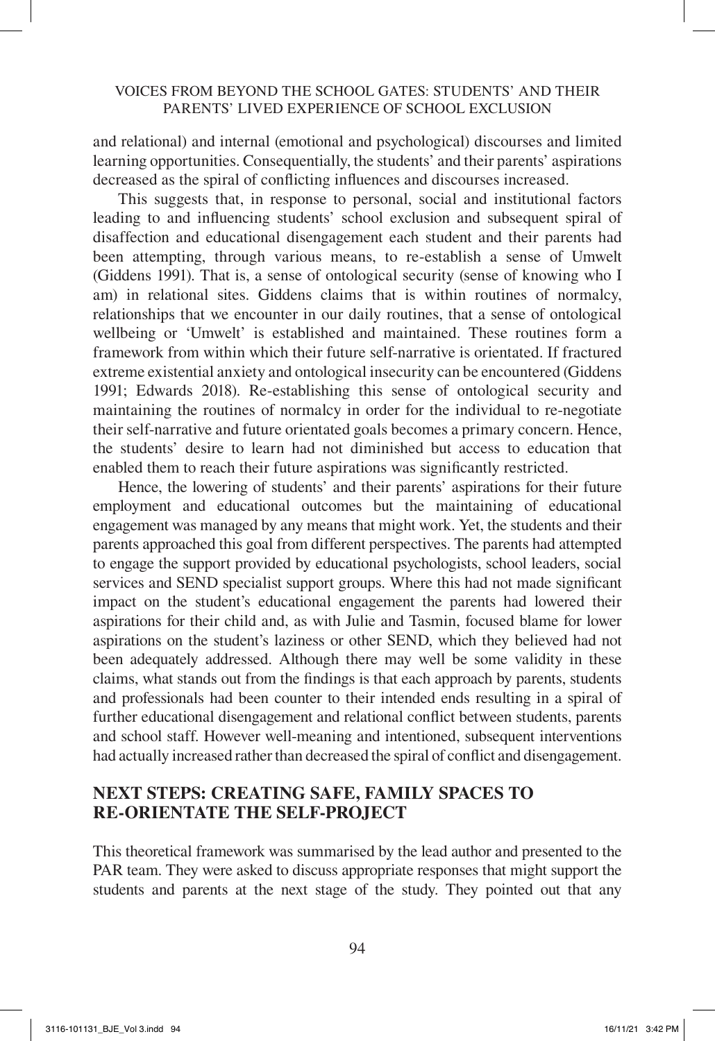and relational) and internal (emotional and psychological) discourses and limited learning opportunities. Consequentially, the students' and their parents' aspirations decreased as the spiral of conflicting influences and discourses increased.

This suggests that, in response to personal, social and institutional factors leading to and influencing students' school exclusion and subsequent spiral of disaffection and educational disengagement each student and their parents had been attempting, through various means, to re-establish a sense of Umwelt (Giddens 1991). That is, a sense of ontological security (sense of knowing who I am) in relational sites. Giddens claims that is within routines of normalcy, relationships that we encounter in our daily routines, that a sense of ontological wellbeing or 'Umwelt' is established and maintained. These routines form a framework from within which their future self-narrative is orientated. If fractured extreme existential anxiety and ontological insecurity can be encountered (Giddens 1991; Edwards 2018). Re-establishing this sense of ontological security and maintaining the routines of normalcy in order for the individual to re-negotiate their self-narrative and future orientated goals becomes a primary concern. Hence, the students' desire to learn had not diminished but access to education that enabled them to reach their future aspirations was significantly restricted.

Hence, the lowering of students' and their parents' aspirations for their future employment and educational outcomes but the maintaining of educational engagement was managed by any means that might work. Yet, the students and their parents approached this goal from different perspectives. The parents had attempted to engage the support provided by educational psychologists, school leaders, social services and SEND specialist support groups. Where this had not made significant impact on the student's educational engagement the parents had lowered their aspirations for their child and, as with Julie and Tasmin, focused blame for lower aspirations on the student's laziness or other SEND, which they believed had not been adequately addressed. Although there may well be some validity in these claims, what stands out from the findings is that each approach by parents, students and professionals had been counter to their intended ends resulting in a spiral of further educational disengagement and relational conflict between students, parents and school staff. However well-meaning and intentioned, subsequent interventions had actually increased rather than decreased the spiral of conflict and disengagement.

## NEXT STEPS: CREATING SAFE, FAMILY SPACES TO RE-ORIENTATE THE SELF-PROJECT

This theoretical framework was summarised by the lead author and presented to the PAR team. They were asked to discuss appropriate responses that might support the students and parents at the next stage of the study. They pointed out that any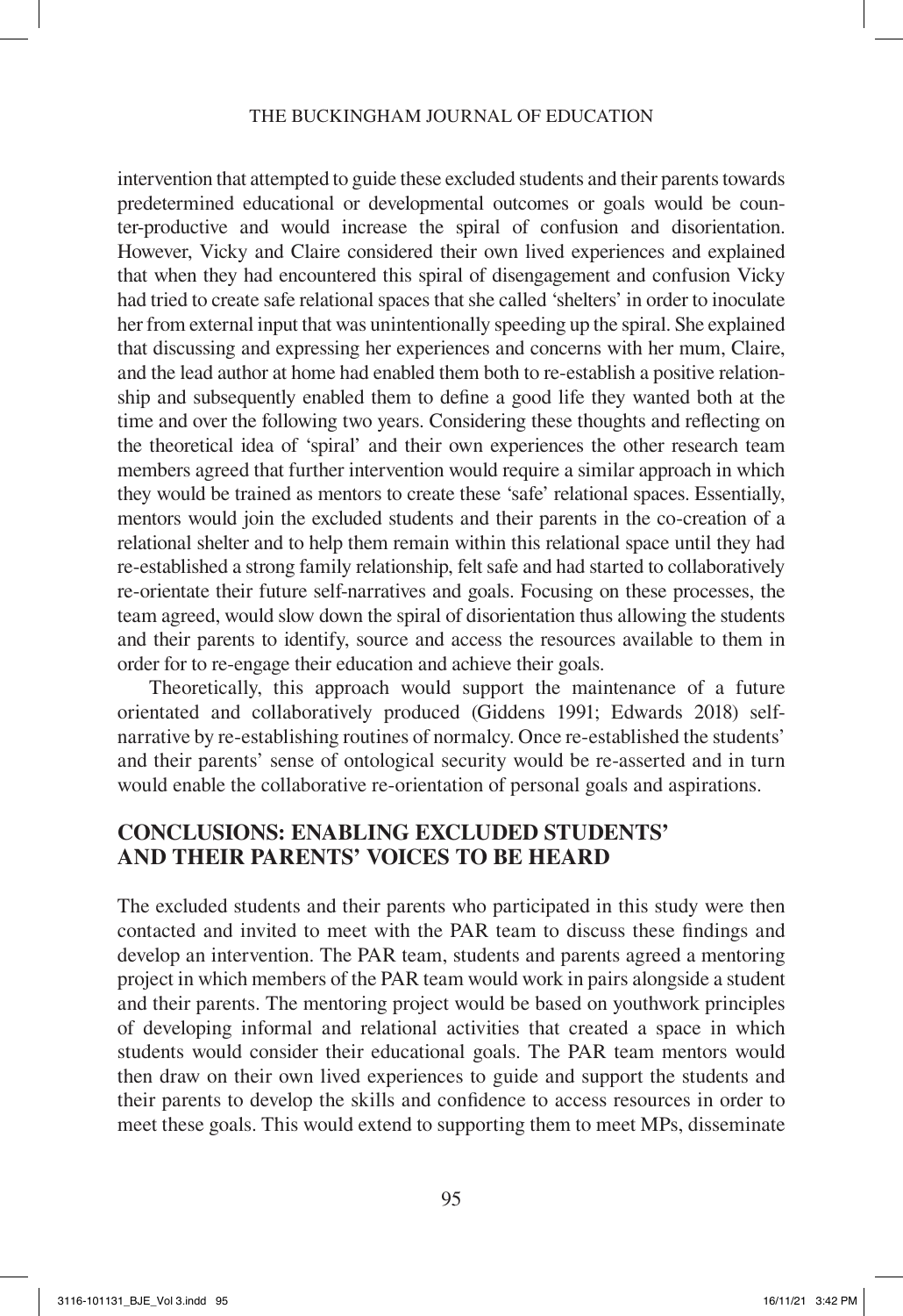intervention that attempted to guide these excluded students and their parents towards predetermined educational or developmental outcomes or goals would be counter-productive and would increase the spiral of confusion and disorientation. However, Vicky and Claire considered their own lived experiences and explained that when they had encountered this spiral of disengagement and confusion Vicky had tried to create safe relational spaces that she called 'shelters' in order to inoculate her from external input that was unintentionally speeding up the spiral. She explained that discussing and expressing her experiences and concerns with her mum, Claire, and the lead author at home had enabled them both to re-establish a positive relationship and subsequently enabled them to define a good life they wanted both at the time and over the following two years. Considering these thoughts and reflecting on the theoretical idea of 'spiral' and their own experiences the other research team members agreed that further intervention would require a similar approach in which they would be trained as mentors to create these 'safe' relational spaces. Essentially, mentors would join the excluded students and their parents in the co-creation of a relational shelter and to help them remain within this relational space until they had re-established a strong family relationship, felt safe and had started to collaboratively re-orientate their future self-narratives and goals. Focusing on these processes, the team agreed, would slow down the spiral of disorientation thus allowing the students and their parents to identify, source and access the resources available to them in order for to re-engage their education and achieve their goals.

Theoretically, this approach would support the maintenance of a future orientated and collaboratively produced (Giddens 1991; Edwards 2018) self-narrative by re-establishing routines of normalcy. Once re-established the students' and their parents' sense of ontological security would be re-asserted and in turn would enable the collaborative re-orientation of personal goals and aspirations.

## CONCLUSIONS: ENABLING EXCLUDED STUDENTS' AND THEIR PARENTS' VOICES TO BE HEARD

The excluded students and their parents who participated in this study were then contacted and invited to meet with the PAR team to discuss these findings and develop an intervention. The PAR team, students and parents agreed a mentoring project in which members of the PAR team would work in pairs alongside a student and their parents. The mentoring project would be based on youthwork principles of developing informal and relational activities that created a space in which students would consider their educational goals. The PAR team mentors would then draw on their own lived experiences to guide and support the students and their parents to develop the skills and confidence to access resources in order to meet these goals. This would extend to supporting them to meet MPs, disseminate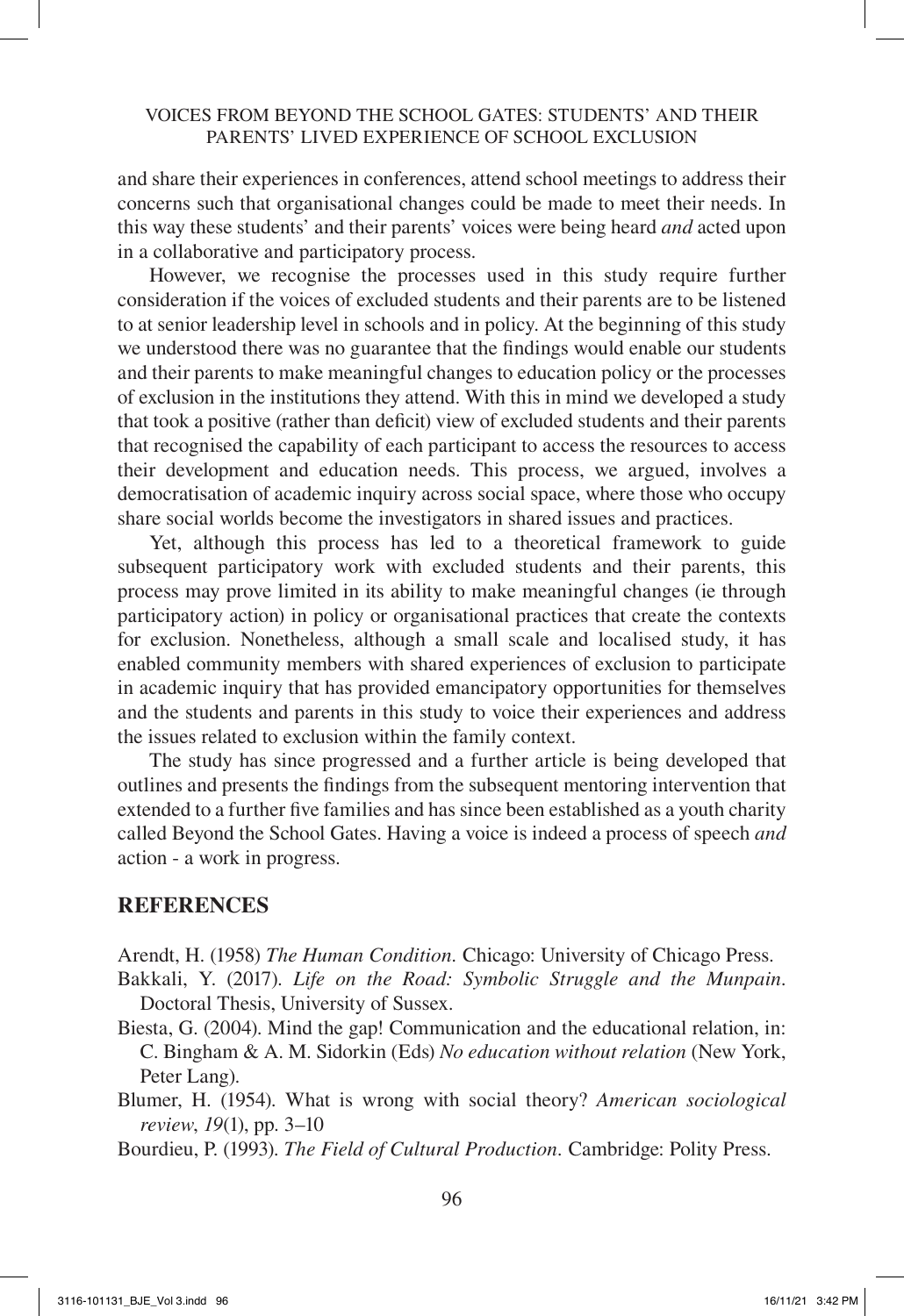and share their experiences in conferences, attend school meetings to address their concerns such that organisational changes could be made to meet their needs. In this way these students' and their parents' voices were being heard *and* acted upon in a collaborative and participatory process.

However, we recognise the processes used in this study require further consideration if the voices of excluded students and their parents are to be listened to at senior leadership level in schools and in policy. At the beginning of this study we understood there was no guarantee that the findings would enable our students and their parents to make meaningful changes to education policy or the processes of exclusion in the institutions they attend. With this in mind we developed a study that took a positive (rather than deficit) view of excluded students and their parents that recognised the capability of each participant to access the resources to access their development and education needs. This process, we argued, involves a democratisation of academic inquiry across social space, where those who occupy share social worlds become the investigators in shared issues and practices.

Yet, although this process has led to a theoretical framework to guide subsequent participatory work with excluded students and their parents, this process may prove limited in its ability to make meaningful changes (ie through participatory action) in policy or organisational practices that create the contexts for exclusion. Nonetheless, although a small scale and localised study, it has enabled community members with shared experiences of exclusion to participate in academic inquiry that has provided emancipatory opportunities for themselves and the students and parents in this study to voice their experiences and address the issues related to exclusion within the family context.

The study has since progressed and a further article is being developed that outlines and presents the findings from the subsequent mentoring intervention that extended to a further five families and has since been established as a youth charity called Beyond the School Gates. Having a voice is indeed a process of speech *and* action - a work in progress.

## REFERENCES

Arendt, H. (1958) *The Human Condition*. Chicago: University of Chicago Press.

Bakkali, Y. (2017). *Life on the Road: Symbolic Struggle and the Munpain*. Doctoral Thesis, University of Sussex.

Biesta, G. (2004). Mind the gap! Communication and the educational relation, in: C. Bingham & A. M. Sidorkin (Eds) *No education without relation* (New York, Peter Lang).

Blumer, H. (1954). What is wrong with social theory? *American sociological review*, *19*(1), pp. 3–10

Bourdieu, P. (1993). *The Field of Cultural Production*. Cambridge: Polity Press.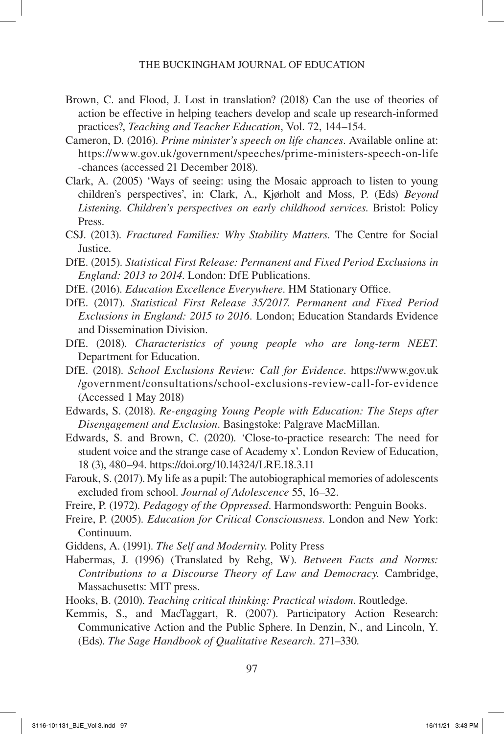Brown, C. and Flood, J. Lost in translation? (2018) Can the use of theories of action be effective in helping teachers develop and scale up research-informed practices?, *Teaching and Teacher Education*, Vol. 72, 144–154.

Cameron, D. (2016). *Prime minister's speech on life chances*. Available online at: https://www.gov.uk/government/speeches/prime-ministers-speech-on-life-chances (accessed 21 December 2018).

Clark, A. (2005) 'Ways of seeing: using the Mosaic approach to listen to young children's perspectives', in: Clark, A., Kjørholt and Moss, P. (Eds) *Beyond Listening. Children's perspectives on early childhood services*. Bristol: Policy Press.

CSJ. (2013). *Fractured Families: Why Stability Matters*. The Centre for Social Justice.

DfE. (2015). *Statistical First Release: Permanent and Fixed Period Exclusions in England: 2013 to 2014*. London: DfE Publications.

DfE. (2016). *Education Excellence Everywhere*. HM Stationary Office.

DfE. (2017). *Statistical First Release 35/2017. Permanent and Fixed Period Exclusions in England: 2015 to 2016*. London; Education Standards Evidence and Dissemination Division.

DfE. (2018). *Characteristics of young people who are long-term NEET*. Department for Education.

DfE. (2018). *School Exclusions Review: Call for Evidence*. https://www.gov.uk/government/consultations/school-exclusions-review-call-for-evidence (Accessed 1 May 2018)

Edwards, S. (2018). *Re-engaging Young People with Education: The Steps after Disengagement and Exclusion*. Basingstoke: Palgrave MacMillan.

Edwards, S. and Brown, C. (2020). 'Close-to-practice research: The need for student voice and the strange case of Academy x'. London Review of Education, 18 (3), 480–94. https://doi.org/10.14324/LRE.18.3.11

Farouk, S. (2017). My life as a pupil: The autobiographical memories of adolescents excluded from school. *Journal of Adolescence* 55, 16–32.

Freire, P. (1972). *Pedagogy of the Oppressed*. Harmondsworth: Penguin Books.

Freire, P. (2005). *Education for Critical Consciousness*. London and New York: Continuum.

Giddens, A. (1991). *The Self and Modernity*. Polity Press

Habermas, J. (1996) (Translated by Rehg, W). *Between Facts and Norms: Contributions to a Discourse Theory of Law and Democracy*. Cambridge, Massachusetts: MIT press.

Hooks, B. (2010). *Teaching critical thinking: Practical wisdom*. Routledge.

Kemmis, S., and MacTaggart, R. (2007). Participatory Action Research: Communicative Action and the Public Sphere. In Denzin, N., and Lincoln, Y. (Eds). *The Sage Handbook of Qualitative Research*. 271–330.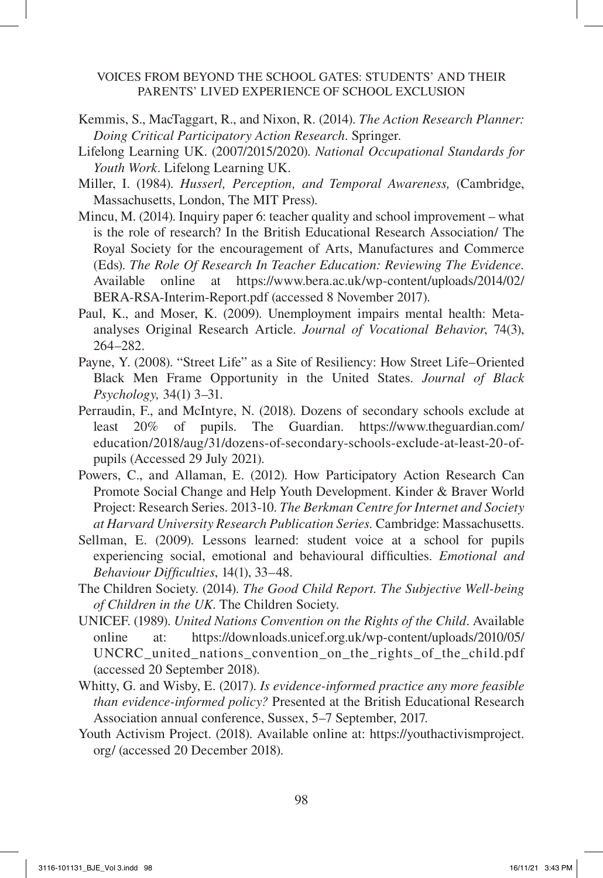Kemmis, S., MacTaggart, R., and Nixon, R. (2014). *The Action Research Planner: Doing Critical Participatory Action Research.* Springer.

Lifelong Learning UK. (2007/2015/2020). *National Occupational Standards for Youth Work*. Lifelong Learning UK.

Miller, I. (1984). *Husserl, Perception, and Temporal Awareness,* (Cambridge, Massachusetts, London, The MIT Press).

Mincu, M. (2014). Inquiry paper 6: teacher quality and school improvement – what is the role of research? In the British Educational Research Association/ The Royal Society for the encouragement of Arts, Manufactures and Commerce (Eds). *The Role Of Research In Teacher Education: Reviewing The Evidence.* Available online at https://www.bera.ac.uk/wp-content/uploads/2014/02/BERA-RSA-Interim-Report.pdf (accessed 8 November 2017).

Paul, K., and Moser, K. (2009). Unemployment impairs mental health: Meta-analyses Original Research Article. *Journal of Vocational Behavior*, 74(3), 264–282.

Payne, Y. (2008). "Street Life" as a Site of Resiliency: How Street Life–Oriented Black Men Frame Opportunity in the United States. *Journal of Black Psychology,* 34(1) 3–31.

Perraudin, F., and McIntyre, N. (2018). Dozens of secondary schools exclude at least 20% of pupils. The Guardian. https://www.theguardian.com/education/2018/aug/31/dozens-of-secondary-schools-exclude-at-least-20-of-pupils (Accessed 29 July 2021).

Powers, C., and Allaman, E. (2012). How Participatory Action Research Can Promote Social Change and Help Youth Development. Kinder & Braver World Project: Research Series. 2013-10. *The Berkman Centre for Internet and Society at Harvard University Research Publication Series.* Cambridge: Massachusetts.

Sellman, E. (2009). Lessons learned: student voice at a school for pupils experiencing social, emotional and behavioural difficulties. *Emotional and Behaviour Difficulties*, 14(1), 33–48.

The Children Society. (2014). *The Good Child Report. The Subjective Well-being of Children in the UK.* The Children Society.

UNICEF. (1989). *United Nations Convention on the Rights of the Child*. Available online at: https://downloads.unicef.org.uk/wp-content/uploads/2010/05/UNCRC_united_nations_convention_on_the_rights_of_the_child.pdf (accessed 20 September 2018).

Whitty, G. and Wisby, E. (2017). *Is evidence-informed practice any more feasible than evidence-informed policy?* Presented at the British Educational Research Association annual conference, Sussex, 5–7 September, 2017.

Youth Activism Project. (2018). Available online at: https://youthactivismproject.org/ (accessed 20 December 2018).